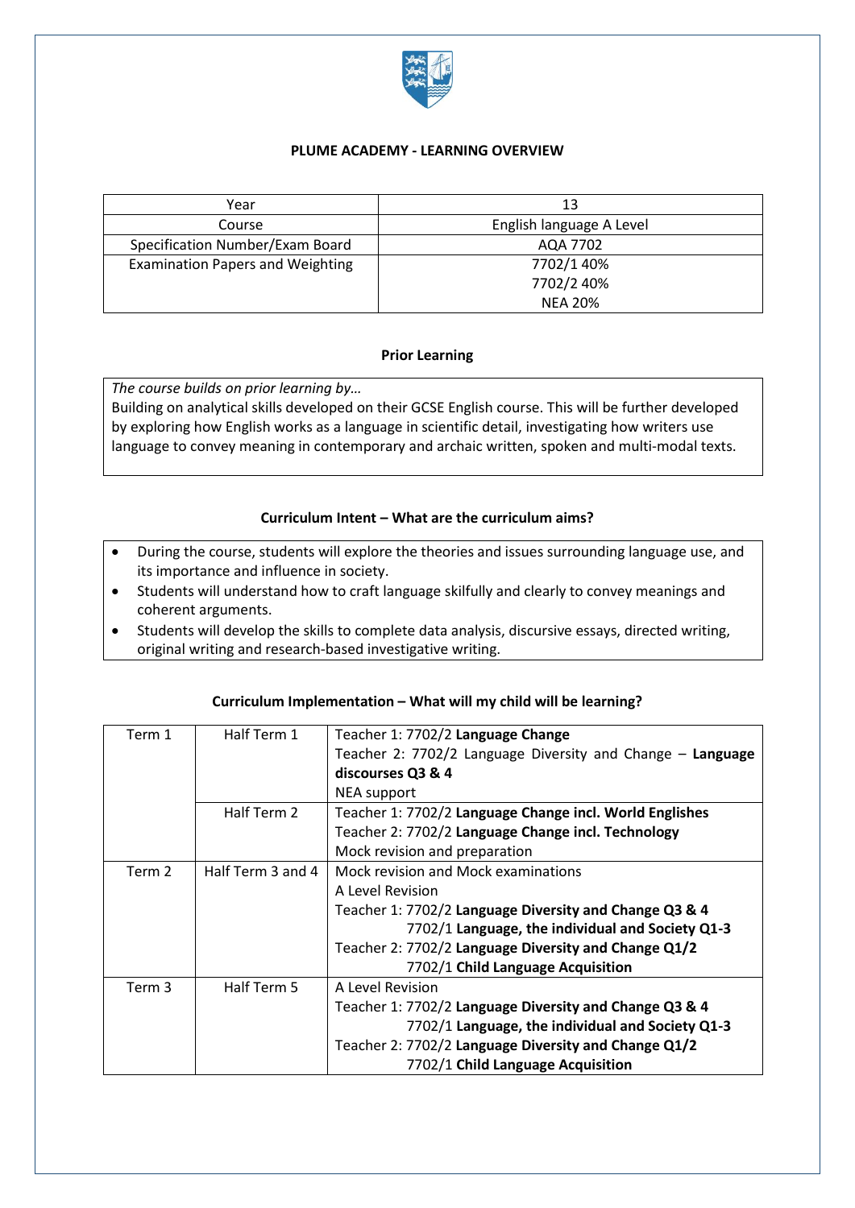# PLUME ACADEMY - LEARNING OVERVIEW

| Year | 13 |
|---|---|
| Course | English language A Level |
| Specification Number/Exam Board | AQA 7702 |
| Examination Papers and Weighting | 7702/1 40%<br>7702/2 40%<br>NEA 20% |

## Prior Learning

*The course builds on prior learning by…*
Building on analytical skills developed on their GCSE English course. This will be further developed by exploring how English works as a language in scientific detail, investigating how writers use language to convey meaning in contemporary and archaic written, spoken and multi-modal texts.

## Curriculum Intent – What are the curriculum aims?

- During the course, students will explore the theories and issues surrounding language use, and its importance and influence in society.
- Students will understand how to craft language skilfully and clearly to convey meanings and coherent arguments.
- Students will develop the skills to complete data analysis, discursive essays, directed writing, original writing and research-based investigative writing.

## Curriculum Implementation – What will my child will be learning?

| | | |
|---|---|---|
| Term 1 | Half Term 1 | Teacher 1: 7702/2 **Language Change**<br>Teacher 2: 7702/2 Language Diversity and Change – **Language discourses Q3 & 4**<br>NEA support |
| | Half Term 2 | Teacher 1: 7702/2 **Language Change incl. World Englishes**<br>Teacher 2: 7702/2 **Language Change incl. Technology**<br>Mock revision and preparation |
| Term 2 | Half Term 3 and 4 | Mock revision and Mock examinations<br>A Level Revision<br>Teacher 1: 7702/2 **Language Diversity and Change Q3 & 4**<br>7702/1 **Language, the individual and Society Q1-3**<br>Teacher 2: 7702/2 **Language Diversity and Change Q1/2**<br>7702/1 **Child Language Acquisition** |
| Term 3 | Half Term 5 | A Level Revision<br>Teacher 1: 7702/2 **Language Diversity and Change Q3 & 4**<br>7702/1 **Language, the individual and Society Q1-3**<br>Teacher 2: 7702/2 **Language Diversity and Change Q1/2**<br>7702/1 **Child Language Acquisition** |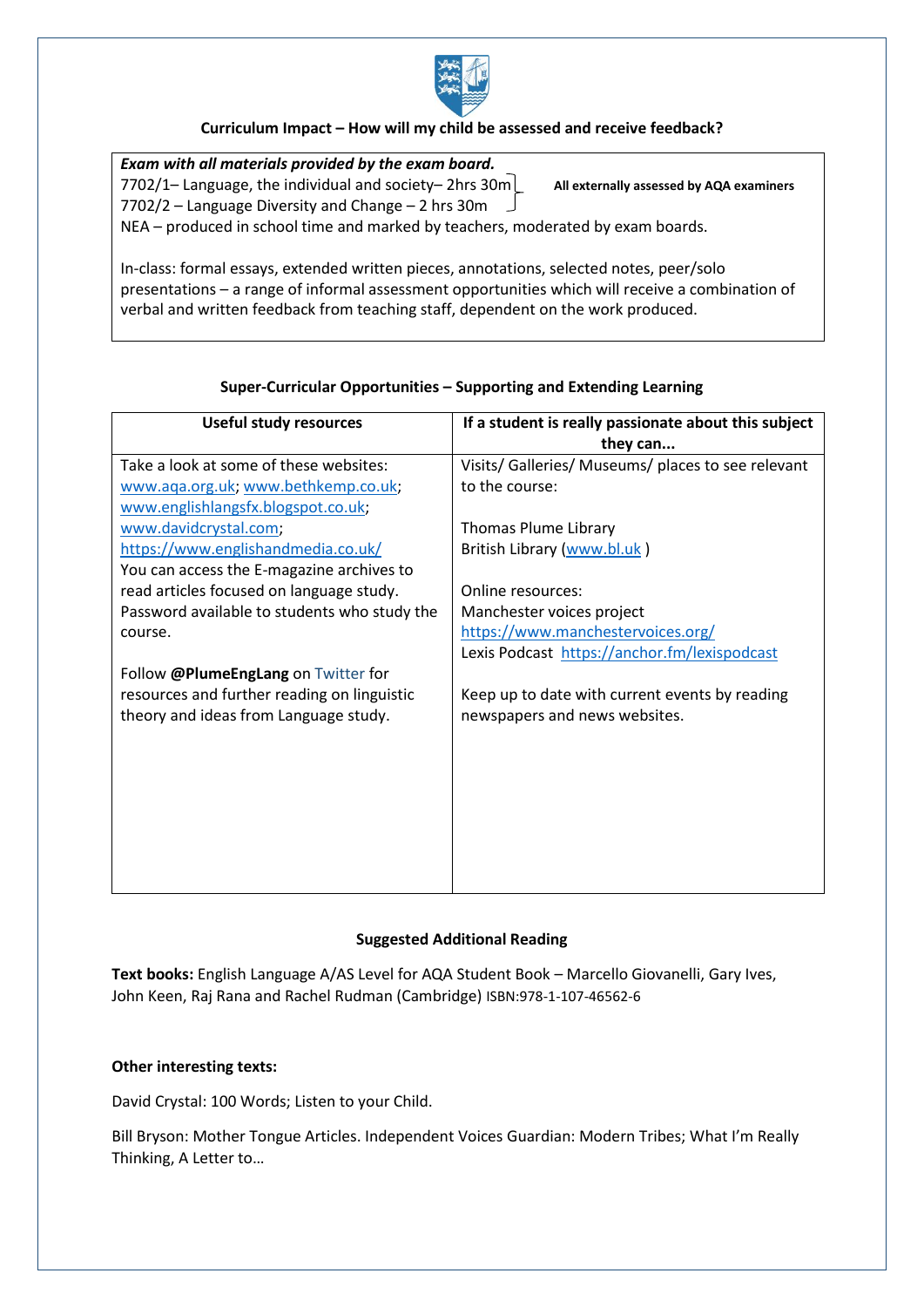## Curriculum Impact – How will my child be assessed and receive feedback?

***Exam with all materials provided by the exam board.***

7702/1– Language, the individual and society– 2hrs 30m
7702/2 – Language Diversity and Change – 2 hrs 30m

**All externally assessed by AQA examiners**

NEA – produced in school time and marked by teachers, moderated by exam boards.

In-class: formal essays, extended written pieces, annotations, selected notes, peer/solo presentations – a range of informal assessment opportunities which will receive a combination of verbal and written feedback from teaching staff, dependent on the work produced.

## Super-Curricular Opportunities – Supporting and Extending Learning

| Useful study resources | If a student is really passionate about this subject they can... |
|---|---|
| Take a look at some of these websites: www.aqa.org.uk; www.bethkemp.co.uk; www.englishlangsfx.blogspot.co.uk; www.davidcrystal.com; https://www.englishandmedia.co.uk/ You can access the E-magazine archives to read articles focused on language study. Password available to students who study the course.<br><br>Follow **@PlumeEngLang** on Twitter for resources and further reading on linguistic theory and ideas from Language study. | Visits/ Galleries/ Museums/ places to see relevant to the course:<br><br>Thomas Plume Library<br>British Library (www.bl.uk )<br><br>Online resources:<br>Manchester voices project<br>https://www.manchestervoices.org/<br>Lexis Podcast https://anchor.fm/lexispodcast<br><br>Keep up to date with current events by reading newspapers and news websites. |

## Suggested Additional Reading

**Text books:** English Language A/AS Level for AQA Student Book – Marcello Giovanelli, Gary Ives, John Keen, Raj Rana and Rachel Rudman (Cambridge) ISBN:978-1-107-46562-6

**Other interesting texts:**

David Crystal: 100 Words; Listen to your Child.

Bill Bryson: Mother Tongue Articles. Independent Voices Guardian: Modern Tribes; What I'm Really Thinking, A Letter to…